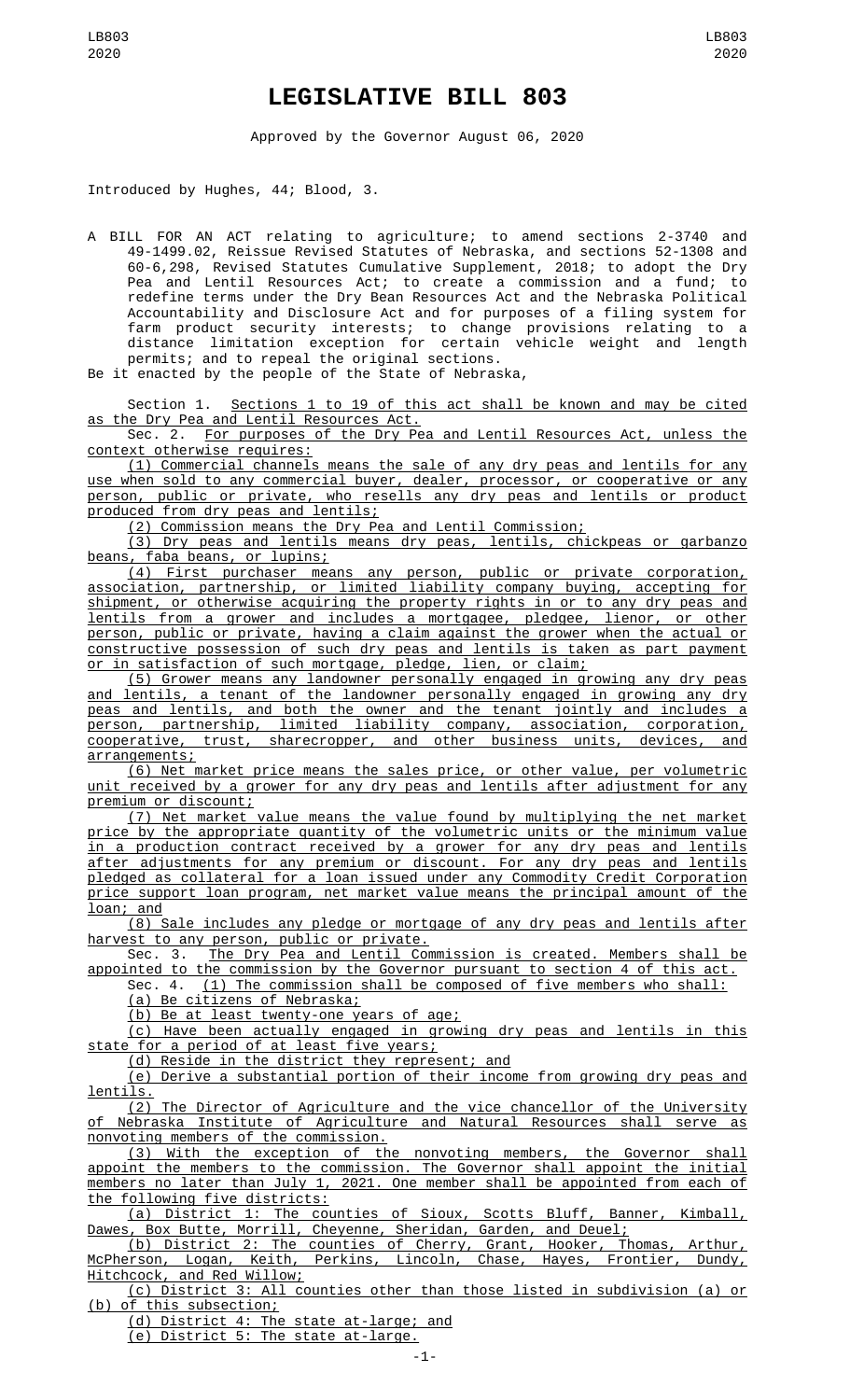# LEGISLATIVE BILL 803

Approved by the Governor August 06, 2020

Introduced by Hughes, 44; Blood, 3.

A BILL FOR AN ACT relating to agriculture; to amend sections 2-3740 and 49-1499.02, Reissue Revised Statutes of Nebraska, and sections 52-1308 and 60-6,298, Revised Statutes Cumulative Supplement, 2018; to adopt the Dry Pea and Lentil Resources Act; to create a commission and a fund; to redefine terms under the Dry Bean Resources Act and the Nebraska Political Accountability and Disclosure Act and for purposes of a filing system for farm product security interests; to change provisions relating to a distance limitation exception for certain vehicle weight and length permits; and to repeal the original sections.

Be it enacted by the people of the State of Nebraska,

Section 1. Sections 1 to 19 of this act shall be known and may be cited as the Dry Pea and Lentil Resources Act.

Sec. 2. For purposes of the Dry Pea and Lentil Resources Act, unless the context otherwise requires:

(1) Commercial channels means the sale of any dry peas and lentils for any use when sold to any commercial buyer, dealer, processor, or cooperative or any person, public or private, who resells any dry peas and lentils or product produced from dry peas and lentils;

(2) Commission means the Dry Pea and Lentil Commission;

(3) Dry peas and lentils means dry peas, lentils, chickpeas or garbanzo beans, faba beans, or lupins;

(4) First purchaser means any person, public or private corporation, association, partnership, or limited liability company buying, accepting for shipment, or otherwise acquiring the property rights in or to any dry peas and lentils from a grower and includes a mortgagee, pledgee, lienor, or other person, public or private, having a claim against the grower when the actual or constructive possession of such dry peas and lentils is taken as part payment or in satisfaction of such mortgage, pledge, lien, or claim;

(5) Grower means any landowner personally engaged in growing any dry peas and lentils, a tenant of the landowner personally engaged in growing any dry peas and lentils, and both the owner and the tenant jointly and includes a person, partnership, limited liability company, association, corporation, cooperative, trust, sharecropper, and other business units, devices, and arrangements;

(6) Net market price means the sales price, or other value, per volumetric unit received by a grower for any dry peas and lentils after adjustment for any premium or discount;

(7) Net market value means the value found by multiplying the net market price by the appropriate quantity of the volumetric units or the minimum value in a production contract received by a grower for any dry peas and lentils after adjustments for any premium or discount. For any dry peas and lentils pledged as collateral for a loan issued under any Commodity Credit Corporation price support loan program, net market value means the principal amount of the loan; and

(8) Sale includes any pledge or mortgage of any dry peas and lentils after harvest to any person, public or private.

Sec. 3. The Dry Pea and Lentil Commission is created. Members shall be appointed to the commission by the Governor pursuant to section 4 of this act.

Sec. 4. (1) The commission shall be composed of five members who shall:

(a) Be citizens of Nebraska;

(b) Be at least twenty-one years of age;

(c) Have been actually engaged in growing dry peas and lentils in this state for a period of at least five years;

(d) Reside in the district they represent; and

(e) Derive a substantial portion of their income from growing dry peas and lentils.

(2) The Director of Agriculture and the vice chancellor of the University of Nebraska Institute of Agriculture and Natural Resources shall serve as nonvoting members of the commission.

(3) With the exception of the nonvoting members, the Governor shall appoint the members to the commission. The Governor shall appoint the initial members no later than July 1, 2021. One member shall be appointed from each of the following five districts:

(a) District 1: The counties of Sioux, Scotts Bluff, Banner, Kimball, Dawes, Box Butte, Morrill, Cheyenne, Sheridan, Garden, and Deuel;

(b) District 2: The counties of Cherry, Grant, Hooker, Thomas, Arthur, McPherson, Logan, Keith, Perkins, Lincoln, Chase, Hayes, Frontier, Dundy, Hitchcock, and Red Willow;

(c) District 3: All counties other than those listed in subdivision (a) or (b) of this subsection;

(d) District 4: The state at-large; and

(e) District 5: The state at-large.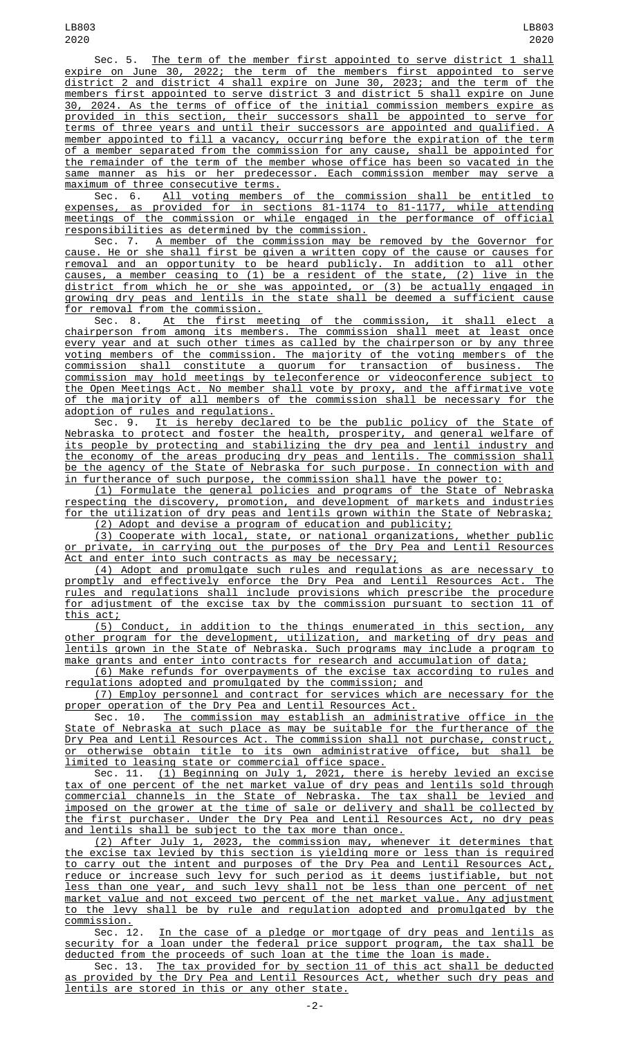Sec. 5. The term of the member first appointed to serve district 1 shall expire on June 30, 2022; the term of the members first appointed to serve district 2 and district 4 shall expire on June 30, 2023; and the term of the members first appointed to serve district 3 and district 5 shall expire on June 30, 2024. As the terms of office of the initial commission members expire as provided in this section, their successors shall be appointed to serve for terms of three years and until their successors are appointed and qualified. A member appointed to fill a vacancy, occurring before the expiration of the term of a member separated from the commission for any cause, shall be appointed for the remainder of the term of the member whose office has been so vacated in the same manner as his or her predecessor. Each commission member may serve a maximum of three consecutive terms.

Sec. 6. All voting members of the commission shall be entitled to expenses, as provided for in sections 81-1174 to 81-1177, while attending meetings of the commission or while engaged in the performance of official responsibilities as determined by the commission.

Sec. 7. A member of the commission may be removed by the Governor for cause. He or she shall first be given a written copy of the cause or causes for removal and an opportunity to be heard publicly. In addition to all other causes, a member ceasing to (1) be a resident of the state, (2) live in the district from which he or she was appointed, or (3) be actually engaged in growing dry peas and lentils in the state shall be deemed a sufficient cause for removal from the commission.

Sec. 8. At the first meeting of the commission, it shall elect a chairperson from among its members. The commission shall meet at least once every year and at such other times as called by the chairperson or by any three voting members of the commission. The majority of the voting members of the commission shall constitute a quorum for transaction of business. The commission may hold meetings by teleconference or videoconference subject to the Open Meetings Act. No member shall vote by proxy, and the affirmative vote of the majority of all members of the commission shall be necessary for the adoption of rules and regulations.

Sec. 9. It is hereby declared to be the public policy of the State of Nebraska to protect and foster the health, prosperity, and general welfare of its people by protecting and stabilizing the dry pea and lentil industry and the economy of the areas producing dry peas and lentils. The commission shall be the agency of the State of Nebraska for such purpose. In connection with and in furtherance of such purpose, the commission shall have the power to:

(1) Formulate the general policies and programs of the State of Nebraska respecting the discovery, promotion, and development of markets and industries for the utilization of dry peas and lentils grown within the State of Nebraska;

(2) Adopt and devise a program of education and publicity;

(3) Cooperate with local, state, or national organizations, whether public or private, in carrying out the purposes of the Dry Pea and Lentil Resources Act and enter into such contracts as may be necessary;

(4) Adopt and promulgate such rules and regulations as are necessary to promptly and effectively enforce the Dry Pea and Lentil Resources Act. The rules and regulations shall include provisions which prescribe the procedure for adjustment of the excise tax by the commission pursuant to section 11 of this act;

(5) Conduct, in addition to the things enumerated in this section, any other program for the development, utilization, and marketing of dry peas and lentils grown in the State of Nebraska. Such programs may include a program to make grants and enter into contracts for research and accumulation of data;

(6) Make refunds for overpayments of the excise tax according to rules and regulations adopted and promulgated by the commission; and

(7) Employ personnel and contract for services which are necessary for the proper operation of the Dry Pea and Lentil Resources Act.

Sec. 10. The commission may establish an administrative office in the State of Nebraska at such place as may be suitable for the furtherance of the Dry Pea and Lentil Resources Act. The commission shall not purchase, construct, or otherwise obtain title to its own administrative office, but shall be limited to leasing state or commercial office space.

Sec. 11. (1) Beginning on July 1, 2021, there is hereby levied an excise tax of one percent of the net market value of dry peas and lentils sold through commercial channels in the State of Nebraska. The tax shall be levied and imposed on the grower at the time of sale or delivery and shall be collected by the first purchaser. Under the Dry Pea and Lentil Resources Act, no dry peas and lentils shall be subject to the tax more than once.

(2) After July 1, 2023, the commission may, whenever it determines that the excise tax levied by this section is yielding more or less than is required to carry out the intent and purposes of the Dry Pea and Lentil Resources Act, reduce or increase such levy for such period as it deems justifiable, but not less than one year, and such levy shall not be less than one percent of net market value and not exceed two percent of the net market value. Any adjustment to the levy shall be by rule and regulation adopted and promulgated by the commission.

Sec. 12. In the case of a pledge or mortgage of dry peas and lentils as security for a loan under the federal price support program, the tax shall be deducted from the proceeds of such loan at the time the loan is made.

Sec. 13. The tax provided for by section 11 of this act shall be deducted as provided by the Dry Pea and Lentil Resources Act, whether such dry peas and lentils are stored in this or any other state.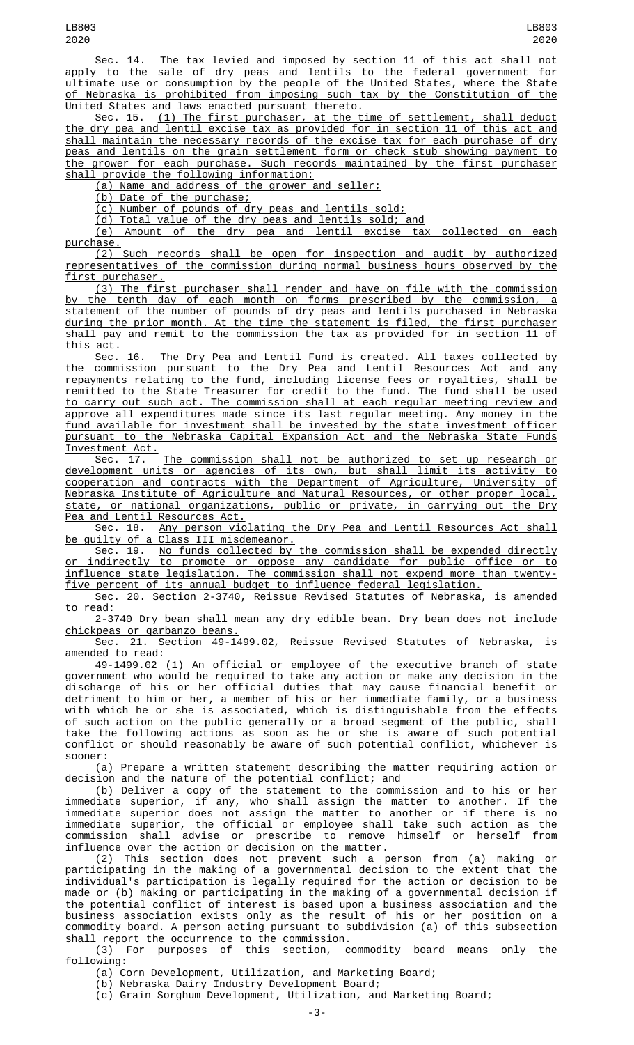Sec. 14. The tax levied and imposed by section 11 of this act shall not apply to the sale of dry peas and lentils to the federal government for ultimate use or consumption by the people of the United States, where the State of Nebraska is prohibited from imposing such tax by the Constitution of the United States and laws enacted pursuant thereto.

Sec. 15. (1) The first purchaser, at the time of settlement, shall deduct the dry pea and lentil excise tax as provided for in section 11 of this act and shall maintain the necessary records of the excise tax for each purchase of dry peas and lentils on the grain settlement form or check stub showing payment to the grower for each purchase. Such records maintained by the first purchaser shall provide the following information:

(a) Name and address of the grower and seller;

(b) Date of the purchase;

(c) Number of pounds of dry peas and lentils sold;

(d) Total value of the dry peas and lentils sold; and

(e) Amount of the dry pea and lentil excise tax collected on each purchase.

(2) Such records shall be open for inspection and audit by authorized representatives of the commission during normal business hours observed by the first purchaser.

(3) The first purchaser shall render and have on file with the commission by the tenth day of each month on forms prescribed by the commission, a statement of the number of pounds of dry peas and lentils purchased in Nebraska during the prior month. At the time the statement is filed, the first purchaser shall pay and remit to the commission the tax as provided for in section 11 of this act.

Sec. 16. The Dry Pea and Lentil Fund is created. All taxes collected by the commission pursuant to the Dry Pea and Lentil Resources Act and any repayments relating to the fund, including license fees or royalties, shall be remitted to the State Treasurer for credit to the fund. The fund shall be used to carry out such act. The commission shall at each regular meeting review and approve all expenditures made since its last regular meeting. Any money in the fund available for investment shall be invested by the state investment officer pursuant to the Nebraska Capital Expansion Act and the Nebraska State Funds Investment Act.

Sec. 17. The commission shall not be authorized to set up research or development units or agencies of its own, but shall limit its activity to cooperation and contracts with the Department of Agriculture, University of Nebraska Institute of Agriculture and Natural Resources, or other proper local, state, or national organizations, public or private, in carrying out the Dry Pea and Lentil Resources Act.

Sec. 18. Any person violating the Dry Pea and Lentil Resources Act shall be guilty of a Class III misdemeanor.

Sec. 19. No funds collected by the commission shall be expended directly or indirectly to promote or oppose any candidate for public office or to influence state legislation. The commission shall not expend more than twenty-five percent of its annual budget to influence federal legislation.

Sec. 20. Section 2-3740, Reissue Revised Statutes of Nebraska, is amended to read:

2-3740 Dry bean shall mean any dry edible bean. Dry bean does not include chickpeas or garbanzo beans.

Sec. 21. Section 49-1499.02, Reissue Revised Statutes of Nebraska, is amended to read:

49-1499.02 (1) An official or employee of the executive branch of state government who would be required to take any action or make any decision in the discharge of his or her official duties that may cause financial benefit or detriment to him or her, a member of his or her immediate family, or a business with which he or she is associated, which is distinguishable from the effects of such action on the public generally or a broad segment of the public, shall take the following actions as soon as he or she is aware of such potential conflict or should reasonably be aware of such potential conflict, whichever is sooner:

(a) Prepare a written statement describing the matter requiring action or decision and the nature of the potential conflict; and

(b) Deliver a copy of the statement to the commission and to his or her immediate superior, if any, who shall assign the matter to another. If the immediate superior does not assign the matter to another or if there is no immediate superior, the official or employee shall take such action as the commission shall advise or prescribe to remove himself or herself from influence over the action or decision on the matter.

(2) This section does not prevent such a person from (a) making or participating in the making of a governmental decision to the extent that the individual's participation is legally required for the action or decision to be made or (b) making or participating in the making of a governmental decision if the potential conflict of interest is based upon a business association and the business association exists only as the result of his or her position on a commodity board. A person acting pursuant to subdivision (a) of this subsection shall report the occurrence to the commission.

(3) For purposes of this section, commodity board means only the following:

(a) Corn Development, Utilization, and Marketing Board;

(b) Nebraska Dairy Industry Development Board;

(c) Grain Sorghum Development, Utilization, and Marketing Board;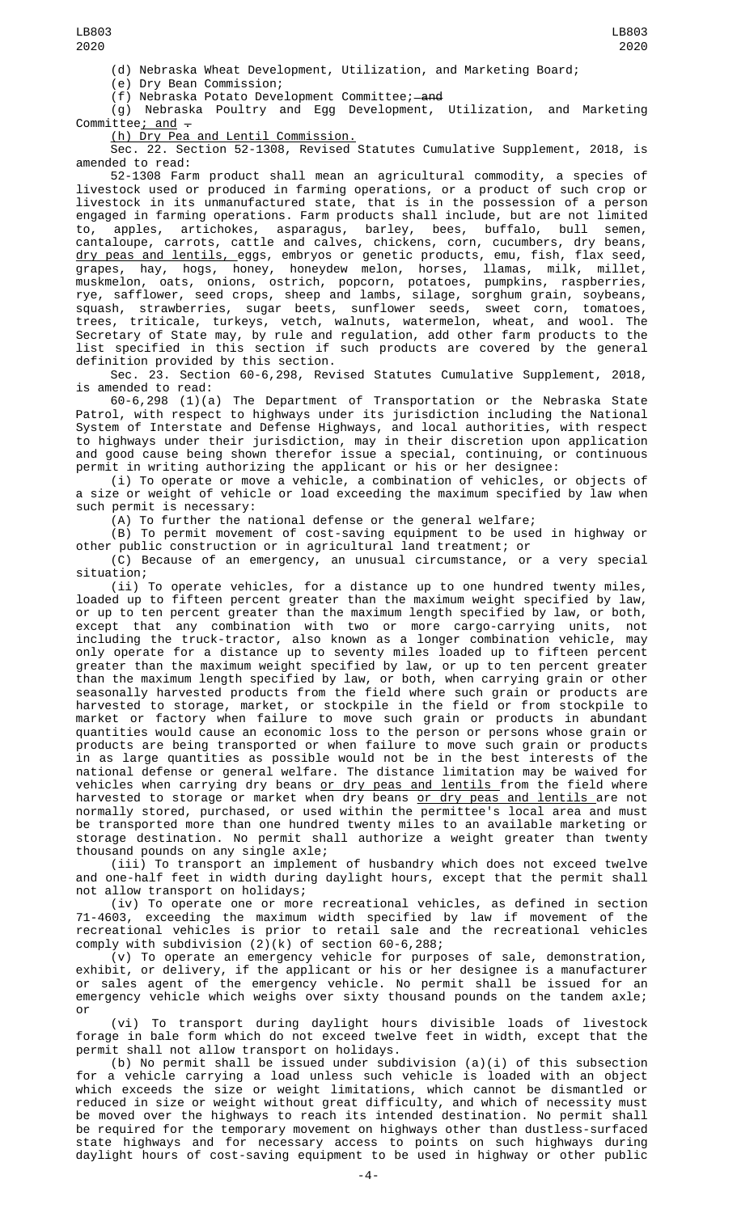(d) Nebraska Wheat Development, Utilization, and Marketing Board;

(e) Dry Bean Commission;

(f) Nebraska Potato Development Committee; ~~and~~

(g) Nebraska Poultry and Egg Development, Utilization, and Marketing Committee<u>; and</u> ~~.~~

<u>(h) Dry Pea and Lentil Commission.</u>

Sec. 22. Section 52-1308, Revised Statutes Cumulative Supplement, 2018, is amended to read:

52-1308 Farm product shall mean an agricultural commodity, a species of livestock used or produced in farming operations, or a product of such crop or livestock in its unmanufactured state, that is in the possession of a person engaged in farming operations. Farm products shall include, but are not limited to, apples, artichokes, asparagus, barley, bees, buffalo, bull semen, cantaloupe, carrots, cattle and calves, chickens, corn, cucumbers, dry beans, <u>dry peas and lentils,</u> eggs, embryos or genetic products, emu, fish, flax seed, grapes, hay, hogs, honey, honeydew melon, horses, llamas, milk, millet, muskmelon, oats, onions, ostrich, popcorn, potatoes, pumpkins, raspberries, rye, safflower, seed crops, sheep and lambs, silage, sorghum grain, soybeans, squash, strawberries, sugar beets, sunflower seeds, sweet corn, tomatoes, trees, triticale, turkeys, vetch, walnuts, watermelon, wheat, and wool. The Secretary of State may, by rule and regulation, add other farm products to the list specified in this section if such products are covered by the general definition provided by this section.

Sec. 23. Section 60-6,298, Revised Statutes Cumulative Supplement, 2018, is amended to read:

60-6,298 (1)(a) The Department of Transportation or the Nebraska State Patrol, with respect to highways under its jurisdiction including the National System of Interstate and Defense Highways, and local authorities, with respect to highways under their jurisdiction, may in their discretion upon application and good cause being shown therefor issue a special, continuing, or continuous permit in writing authorizing the applicant or his or her designee:

(i) To operate or move a vehicle, a combination of vehicles, or objects of a size or weight of vehicle or load exceeding the maximum specified by law when such permit is necessary:

(A) To further the national defense or the general welfare;

(B) To permit movement of cost-saving equipment to be used in highway or other public construction or in agricultural land treatment; or

(C) Because of an emergency, an unusual circumstance, or a very special situation;

(ii) To operate vehicles, for a distance up to one hundred twenty miles, loaded up to fifteen percent greater than the maximum weight specified by law, or up to ten percent greater than the maximum length specified by law, or both, except that any combination with two or more cargo-carrying units, not including the truck-tractor, also known as a longer combination vehicle, may only operate for a distance up to seventy miles loaded up to fifteen percent greater than the maximum weight specified by law, or up to ten percent greater than the maximum length specified by law, or both, when carrying grain or other seasonally harvested products from the field where such grain or products are harvested to storage, market, or stockpile in the field or from stockpile to market or factory when failure to move such grain or products in abundant quantities would cause an economic loss to the person or persons whose grain or products are being transported or when failure to move such grain or products in as large quantities as possible would not be in the best interests of the national defense or general welfare. The distance limitation may be waived for vehicles when carrying dry beans <u>or dry peas and lentils</u> from the field where harvested to storage or market when dry beans <u>or dry peas and lentils</u> are not normally stored, purchased, or used within the permittee's local area and must be transported more than one hundred twenty miles to an available marketing or storage destination. No permit shall authorize a weight greater than twenty thousand pounds on any single axle;

(iii) To transport an implement of husbandry which does not exceed twelve and one-half feet in width during daylight hours, except that the permit shall not allow transport on holidays;

(iv) To operate one or more recreational vehicles, as defined in section 71-4603, exceeding the maximum width specified by law if movement of the recreational vehicles is prior to retail sale and the recreational vehicles comply with subdivision (2)(k) of section 60-6,288;

(v) To operate an emergency vehicle for purposes of sale, demonstration, exhibit, or delivery, if the applicant or his or her designee is a manufacturer or sales agent of the emergency vehicle. No permit shall be issued for an emergency vehicle which weighs over sixty thousand pounds on the tandem axle; or

(vi) To transport during daylight hours divisible loads of livestock forage in bale form which do not exceed twelve feet in width, except that the permit shall not allow transport on holidays.

(b) No permit shall be issued under subdivision (a)(i) of this subsection for a vehicle carrying a load unless such vehicle is loaded with an object which exceeds the size or weight limitations, which cannot be dismantled or reduced in size or weight without great difficulty, and which of necessity must be moved over the highways to reach its intended destination. No permit shall be required for the temporary movement on highways other than dustless-surfaced state highways and for necessary access to points on such highways during daylight hours of cost-saving equipment to be used in highway or other public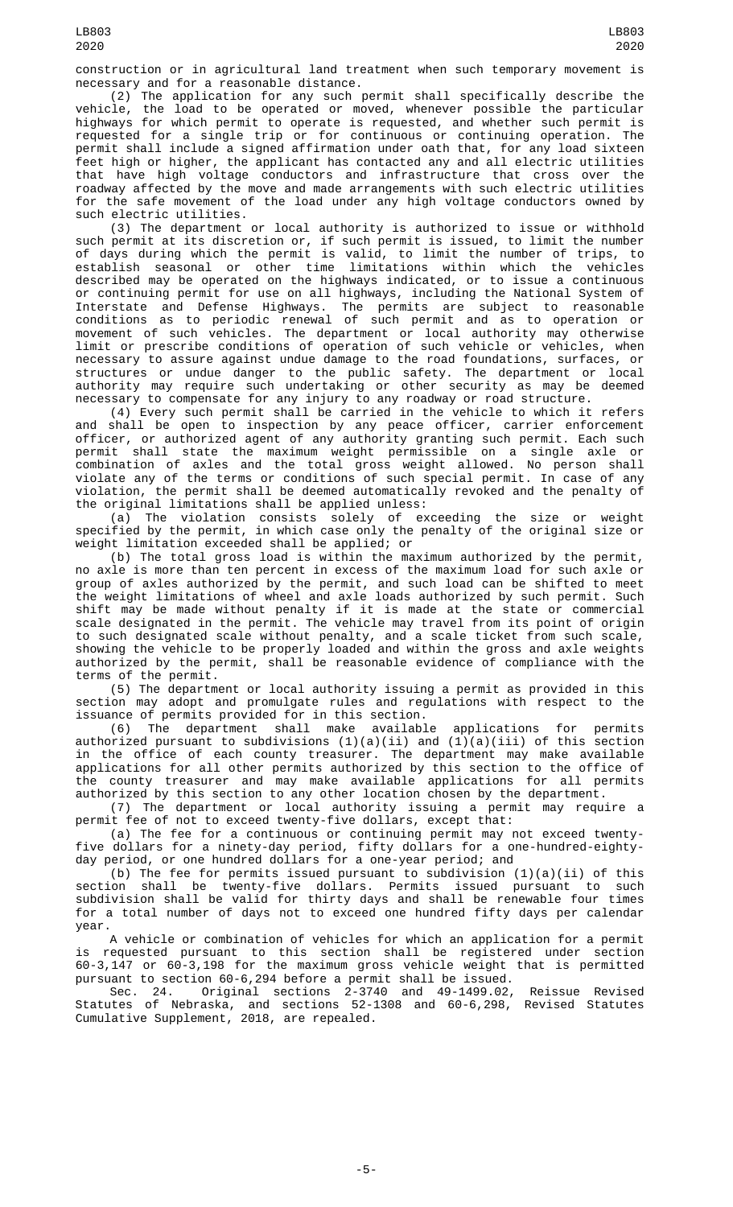construction or in agricultural land treatment when such temporary movement is necessary and for a reasonable distance.

(2) The application for any such permit shall specifically describe the vehicle, the load to be operated or moved, whenever possible the particular highways for which permit to operate is requested, and whether such permit is requested for a single trip or for continuous or continuing operation. The permit shall include a signed affirmation under oath that, for any load sixteen feet high or higher, the applicant has contacted any and all electric utilities that have high voltage conductors and infrastructure that cross over the roadway affected by the move and made arrangements with such electric utilities for the safe movement of the load under any high voltage conductors owned by such electric utilities.

(3) The department or local authority is authorized to issue or withhold such permit at its discretion or, if such permit is issued, to limit the number of days during which the permit is valid, to limit the number of trips, to establish seasonal or other time limitations within which the vehicles described may be operated on the highways indicated, or to issue a continuous or continuing permit for use on all highways, including the National System of Interstate and Defense Highways. The permits are subject to reasonable conditions as to periodic renewal of such permit and as to operation or movement of such vehicles. The department or local authority may otherwise limit or prescribe conditions of operation of such vehicle or vehicles, when necessary to assure against undue damage to the road foundations, surfaces, or structures or undue danger to the public safety. The department or local authority may require such undertaking or other security as may be deemed necessary to compensate for any injury to any roadway or road structure.

(4) Every such permit shall be carried in the vehicle to which it refers and shall be open to inspection by any peace officer, carrier enforcement officer, or authorized agent of any authority granting such permit. Each such permit shall state the maximum weight permissible on a single axle or combination of axles and the total gross weight allowed. No person shall violate any of the terms or conditions of such special permit. In case of any violation, the permit shall be deemed automatically revoked and the penalty of the original limitations shall be applied unless:

(a) The violation consists solely of exceeding the size or weight specified by the permit, in which case only the penalty of the original size or weight limitation exceeded shall be applied; or

(b) The total gross load is within the maximum authorized by the permit, no axle is more than ten percent in excess of the maximum load for such axle or group of axles authorized by the permit, and such load can be shifted to meet the weight limitations of wheel and axle loads authorized by such permit. Such shift may be made without penalty if it is made at the state or commercial scale designated in the permit. The vehicle may travel from its point of origin to such designated scale without penalty, and a scale ticket from such scale, showing the vehicle to be properly loaded and within the gross and axle weights authorized by the permit, shall be reasonable evidence of compliance with the terms of the permit.

(5) The department or local authority issuing a permit as provided in this section may adopt and promulgate rules and regulations with respect to the issuance of permits provided for in this section.

(6) The department shall make available applications for permits authorized pursuant to subdivisions (1)(a)(ii) and (1)(a)(iii) of this section in the office of each county treasurer. The department may make available applications for all other permits authorized by this section to the office of the county treasurer and may make available applications for all permits authorized by this section to any other location chosen by the department.

(7) The department or local authority issuing a permit may require a permit fee of not to exceed twenty-five dollars, except that:

(a) The fee for a continuous or continuing permit may not exceed twenty-five dollars for a ninety-day period, fifty dollars for a one-hundred-eighty-day period, or one hundred dollars for a one-year period; and

(b) The fee for permits issued pursuant to subdivision (1)(a)(ii) of this section shall be twenty-five dollars. Permits issued pursuant to such subdivision shall be valid for thirty days and shall be renewable four times for a total number of days not to exceed one hundred fifty days per calendar year.

A vehicle or combination of vehicles for which an application for a permit is requested pursuant to this section shall be registered under section 60-3,147 or 60-3,198 for the maximum gross vehicle weight that is permitted pursuant to section 60-6,294 before a permit shall be issued.

Sec. 24. Original sections 2-3740 and 49-1499.02, Reissue Revised Statutes of Nebraska, and sections 52-1308 and 60-6,298, Revised Statutes Cumulative Supplement, 2018, are repealed.